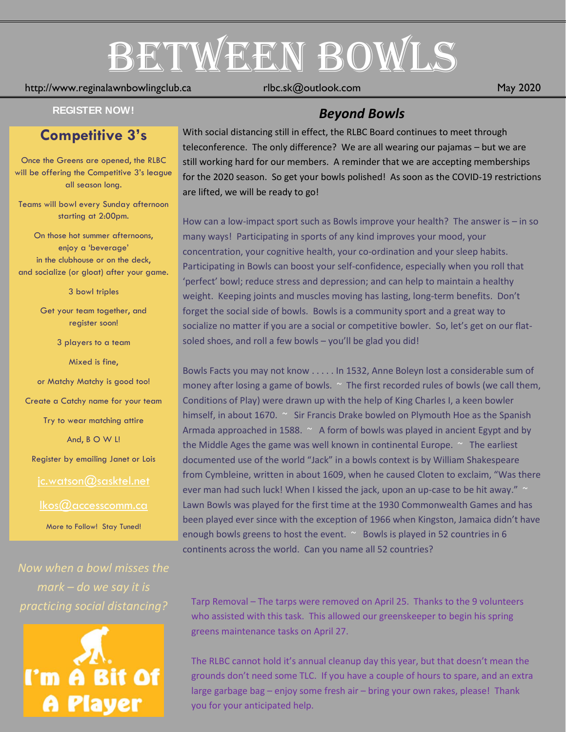# BETWEEN BOWLS

http://www.reginalawnbowlingclub.ca rlbc.sk@outlook.com May 2020

**REGISTER NOW!**

## Competitive 3's

Once the Greens are opened, the RLBC will be offering the Competitive 3's league all season long.

Teams will bowl every Sunday afternoon starting at 2:00pm.

On those hot summer afternoons, enjoy a 'beverage' in the clubhouse or on the deck, and socialize (or gloat) after your game.

3 bowl triples

Get your team together, and register soon!

3 players to a team

Mixed is fine,

or Matchy Matchy is good too!

Create a Catchy name for your team

Try to wear matching attire

And, B O W L!

Register by emailing Janet or Lois

jc.watson@sasktel.net

lkos@accesscomm.ca

More to Follow! Stay Tuned!

*Now when a bowl misses the mark – do we say it is practicing social distancing?*

I'm A Bit Of A Player

## *Beyond Bowls*

With social distancing still in effect, the RLBC Board continues to meet through teleconference. The only difference? We are all wearing our pajamas – but we are still working hard for our members. A reminder that we are accepting memberships for the 2020 season. So get your bowls polished! As soon as the COVID-19 restrictions are lifted, we will be ready to go!

How can a low-impact sport such as Bowls improve your health? The answer is – in so many ways! Participating in sports of any kind improves your mood, your concentration, your cognitive health, your co-ordination and your sleep habits. Participating in Bowls can boost your self-confidence, especially when you roll that 'perfect' bowl; reduce stress and depression; and can help to maintain a healthy weight. Keeping joints and muscles moving has lasting, long-term benefits. Don't forget the social side of bowls. Bowls is a community sport and a great way to socialize no matter if you are a social or competitive bowler. So, let's get on our flat-soled shoes, and roll a few bowls – you'll be glad you did!

Bowls Facts you may not know . . . . . In 1532, Anne Boleyn lost a considerable sum of money after losing a game of bowls. ~ The first recorded rules of bowls (we call them, Conditions of Play) were drawn up with the help of King Charles I, a keen bowler himself, in about 1670. ~ Sir Francis Drake bowled on Plymouth Hoe as the Spanish Armada approached in 1588. ~ A form of bowls was played in ancient Egypt and by the Middle Ages the game was well known in continental Europe. ~ The earliest documented use of the world "Jack" in a bowls context is by William Shakespeare from Cymbleine, written in about 1609, when he caused Cloten to exclaim, "Was there ever man had such luck! When I kissed the jack, upon an up-case to be hit away." ~ Lawn Bowls was played for the first time at the 1930 Commonwealth Games and has been played ever since with the exception of 1966 when Kingston, Jamaica didn't have enough bowls greens to host the event. ~ Bowls is played in 52 countries in 6 continents across the world. Can you name all 52 countries?

Tarp Removal – The tarps were removed on April 25. Thanks to the 9 volunteers who assisted with this task. This allowed our greenskeeper to begin his spring greens maintenance tasks on April 27.

The RLBC cannot hold it's annual cleanup day this year, but that doesn't mean the grounds don't need some TLC. If you have a couple of hours to spare, and an extra large garbage bag – enjoy some fresh air – bring your own rakes, please! Thank you for your anticipated help.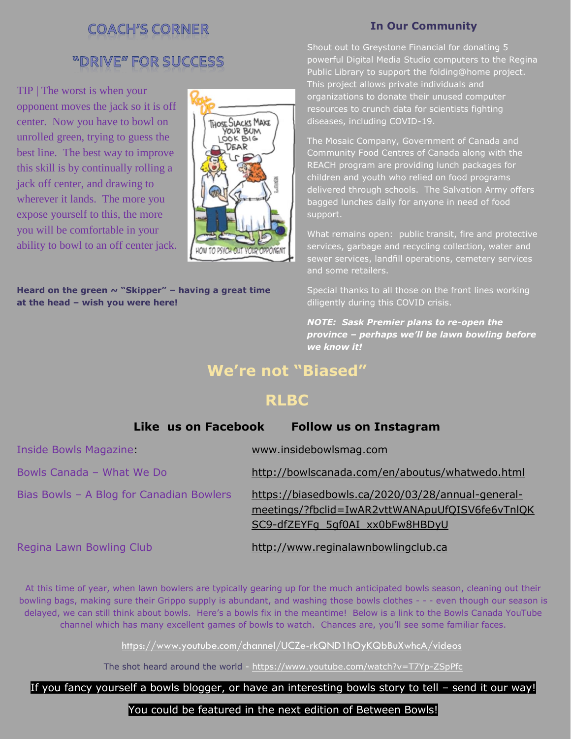## COACH'S CORNER

## "DRIVE" FOR SUCCESS

TIP | The worst is when your opponent moves the jack so it is off center. Now you have to bowl on unrolled green, trying to guess the best line. The best way to improve this skill is by continually rolling a jack off center, and drawing to wherever it lands. The more you expose yourself to this, the more you will be comfortable in your ability to bowl to an off center jack.

**Heard on the green ~ "Skipper" – having a great time at the head – wish you were here!**

### In Our Community

Shout out to Greystone Financial for donating 5 powerful Digital Media Studio computers to the Regina Public Library to support the folding@home project. This project allows private individuals and organizations to donate their unused computer resources to crunch data for scientists fighting diseases, including COVID-19.

The Mosaic Company, Government of Canada and Community Food Centres of Canada along with the REACH program are providing lunch packages for children and youth who relied on food programs delivered through schools. The Salvation Army offers bagged lunches daily for anyone in need of food support.

What remains open: public transit, fire and protective services, garbage and recycling collection, water and sewer services, landfill operations, cemetery services and some retailers.

Special thanks to all those on the front lines working diligently during this COVID crisis.

***NOTE: Sask Premier plans to re-open the province – perhaps we'll be lawn bowling before we know it!***

## We're not "Biased"

## RLBC

**Like us on Facebook Follow us on Instagram**

| | |
|---|---|
| Inside Bowls Magazine: | www.insidebowlsmag.com |
| Bowls Canada – What We Do | http://bowlscanada.com/en/aboutus/whatwedo.html |
| Bias Bowls – A Blog for Canadian Bowlers | https://biasedbowls.ca/2020/03/28/annual-general-meetings/?fbclid=IwAR2vttWANApuUfQISV6fe6vTnlQKSC9-dfZEYFq_5qf0AI_xx0bFw8HBDyU |
| Regina Lawn Bowling Club | http://www.reginalawnbowlingclub.ca |

At this time of year, when lawn bowlers are typically gearing up for the much anticipated bowls season, cleaning out their bowling bags, making sure their Grippo supply is abundant, and washing those bowls clothes - - - even though our season is delayed, we can still think about bowls. Here's a bowls fix in the meantime! Below is a link to the Bowls Canada YouTube channel which has many excellent games of bowls to watch. Chances are, you'll see some familiar faces.

https://www.youtube.com/channel/UCZe-rkQND1hOyKQbBuXwhcA/videos

The shot heard around the world - https://www.youtube.com/watch?v=T7Yp-ZSpPfc

If you fancy yourself a bowls blogger, or have an interesting bowls story to tell – send it our way!

You could be featured in the next edition of Between Bowls!